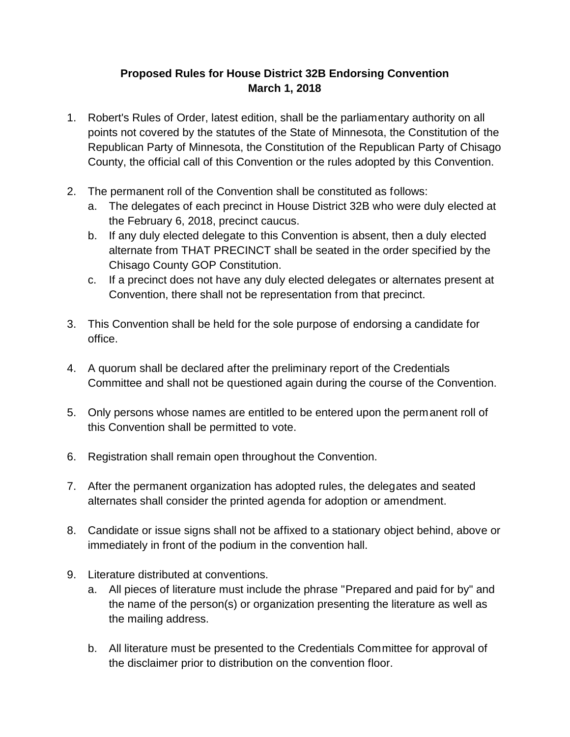# Proposed Rules for House District 32B Endorsing Convention
## March 1, 2018

1. Robert's Rules of Order, latest edition, shall be the parliamentary authority on all points not covered by the statutes of the State of Minnesota, the Constitution of the Republican Party of Minnesota, the Constitution of the Republican Party of Chisago County, the official call of this Convention or the rules adopted by this Convention.

2. The permanent roll of the Convention shall be constituted as follows:
   a. The delegates of each precinct in House District 32B who were duly elected at the February 6, 2018, precinct caucus.
   b. If any duly elected delegate to this Convention is absent, then a duly elected alternate from THAT PRECINCT shall be seated in the order specified by the Chisago County GOP Constitution.
   c. If a precinct does not have any duly elected delegates or alternates present at Convention, there shall not be representation from that precinct.

3. This Convention shall be held for the sole purpose of endorsing a candidate for office.

4. A quorum shall be declared after the preliminary report of the Credentials Committee and shall not be questioned again during the course of the Convention.

5. Only persons whose names are entitled to be entered upon the permanent roll of this Convention shall be permitted to vote.

6. Registration shall remain open throughout the Convention.

7. After the permanent organization has adopted rules, the delegates and seated alternates shall consider the printed agenda for adoption or amendment.

8. Candidate or issue signs shall not be affixed to a stationary object behind, above or immediately in front of the podium in the convention hall.

9. Literature distributed at conventions.
   a. All pieces of literature must include the phrase "Prepared and paid for by" and the name of the person(s) or organization presenting the literature as well as the mailing address.

   b. All literature must be presented to the Credentials Committee for approval of the disclaimer prior to distribution on the convention floor.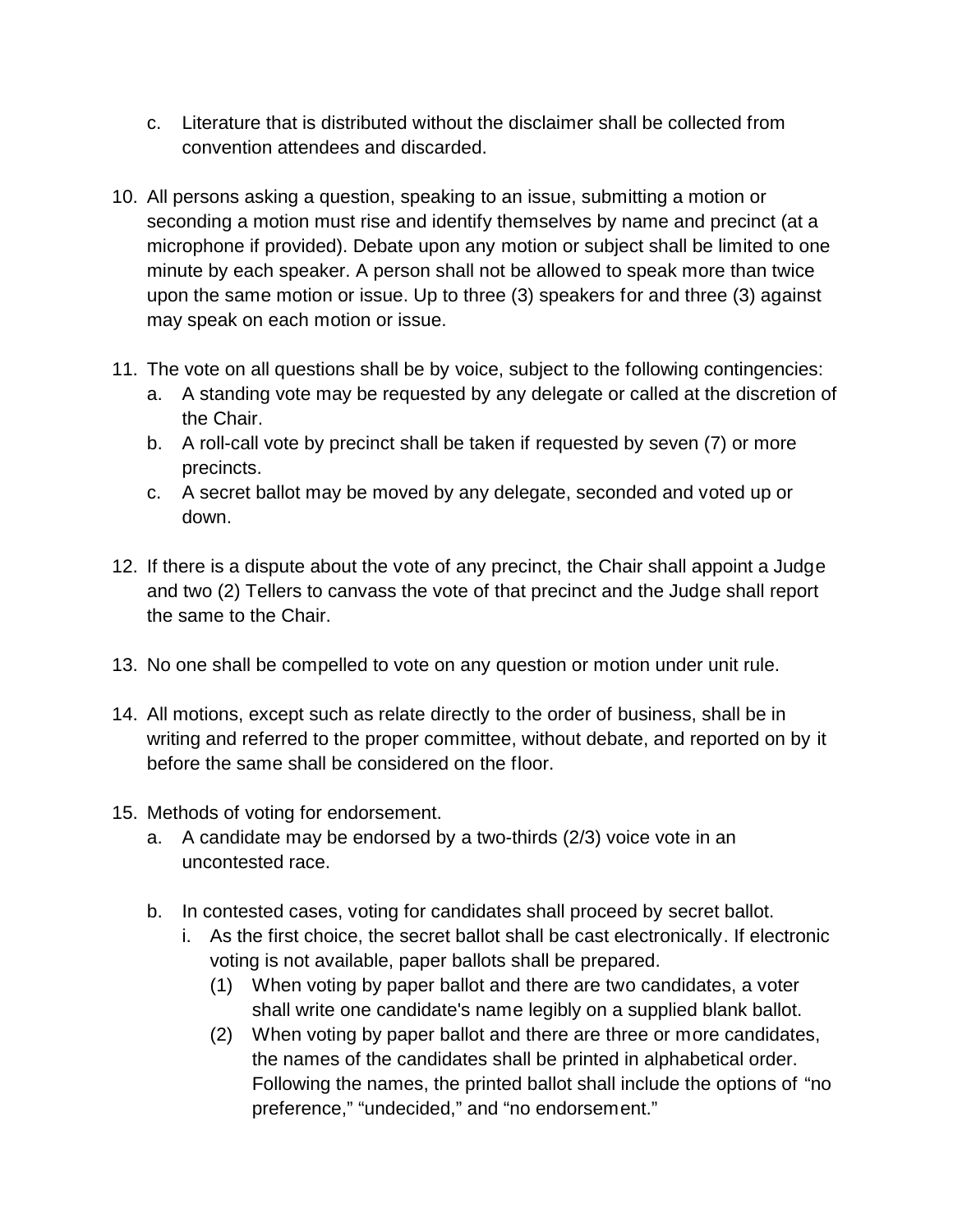c. Literature that is distributed without the disclaimer shall be collected from convention attendees and discarded.

10. All persons asking a question, speaking to an issue, submitting a motion or seconding a motion must rise and identify themselves by name and precinct (at a microphone if provided). Debate upon any motion or subject shall be limited to one minute by each speaker. A person shall not be allowed to speak more than twice upon the same motion or issue. Up to three (3) speakers for and three (3) against may speak on each motion or issue.

11. The vote on all questions shall be by voice, subject to the following contingencies:
    a. A standing vote may be requested by any delegate or called at the discretion of the Chair.
    b. A roll-call vote by precinct shall be taken if requested by seven (7) or more precincts.
    c. A secret ballot may be moved by any delegate, seconded and voted up or down.

12. If there is a dispute about the vote of any precinct, the Chair shall appoint a Judge and two (2) Tellers to canvass the vote of that precinct and the Judge shall report the same to the Chair.

13. No one shall be compelled to vote on any question or motion under unit rule.

14. All motions, except such as relate directly to the order of business, shall be in writing and referred to the proper committee, without debate, and reported on by it before the same shall be considered on the floor.

15. Methods of voting for endorsement.
    a. A candidate may be endorsed by a two-thirds (2/3) voice vote in an uncontested race.

    b. In contested cases, voting for candidates shall proceed by secret ballot.
       i. As the first choice, the secret ballot shall be cast electronically. If electronic voting is not available, paper ballots shall be prepared.
          (1) When voting by paper ballot and there are two candidates, a voter shall write one candidate's name legibly on a supplied blank ballot.
          (2) When voting by paper ballot and there are three or more candidates, the names of the candidates shall be printed in alphabetical order. Following the names, the printed ballot shall include the options of "no preference," "undecided," and "no endorsement."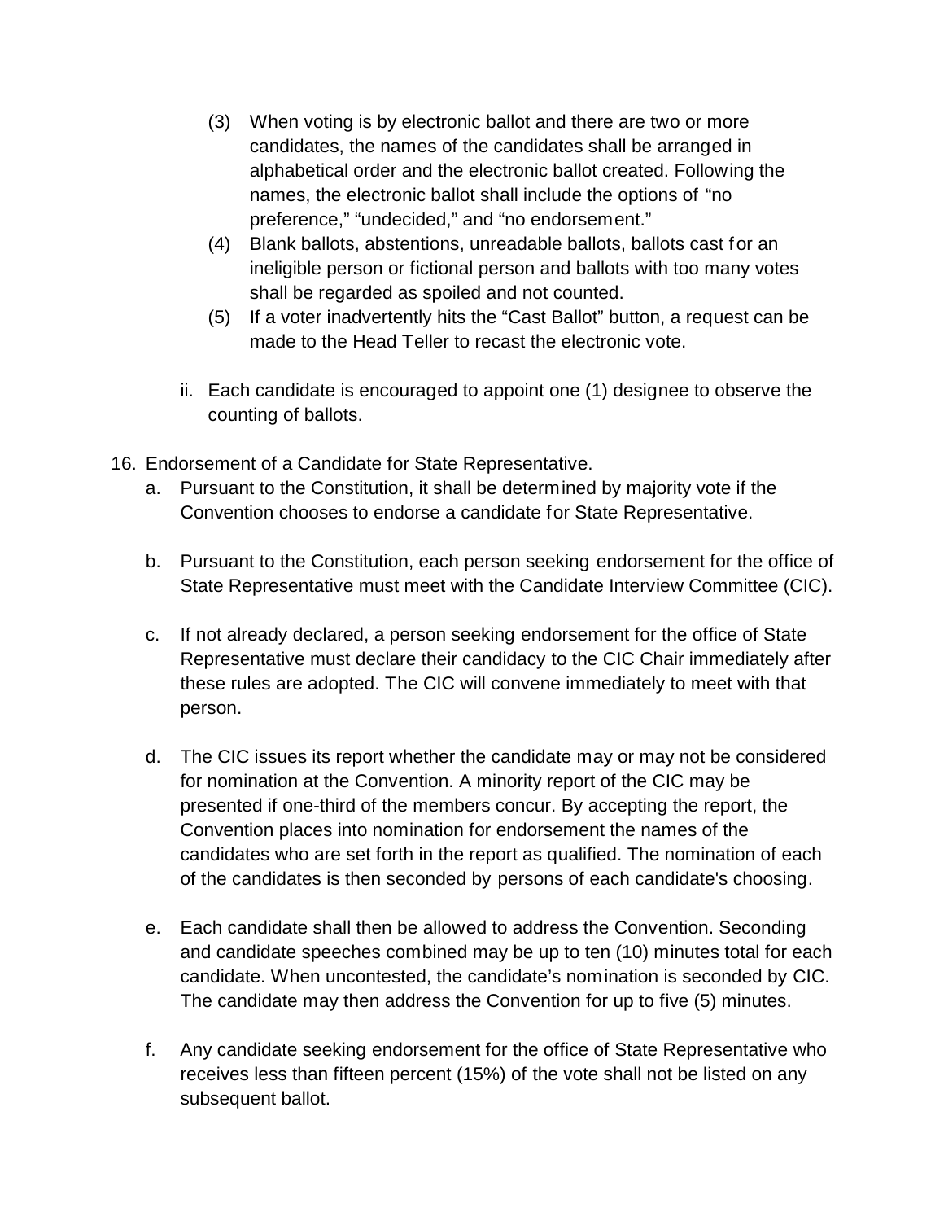(3) When voting is by electronic ballot and there are two or more candidates, the names of the candidates shall be arranged in alphabetical order and the electronic ballot created. Following the names, the electronic ballot shall include the options of "no preference," "undecided," and "no endorsement."

(4) Blank ballots, abstentions, unreadable ballots, ballots cast for an ineligible person or fictional person and ballots with too many votes shall be regarded as spoiled and not counted.

(5) If a voter inadvertently hits the "Cast Ballot" button, a request can be made to the Head Teller to recast the electronic vote.

ii. Each candidate is encouraged to appoint one (1) designee to observe the counting of ballots.

16. Endorsement of a Candidate for State Representative.

a. Pursuant to the Constitution, it shall be determined by majority vote if the Convention chooses to endorse a candidate for State Representative.

b. Pursuant to the Constitution, each person seeking endorsement for the office of State Representative must meet with the Candidate Interview Committee (CIC).

c. If not already declared, a person seeking endorsement for the office of State Representative must declare their candidacy to the CIC Chair immediately after these rules are adopted. The CIC will convene immediately to meet with that person.

d. The CIC issues its report whether the candidate may or may not be considered for nomination at the Convention. A minority report of the CIC may be presented if one-third of the members concur. By accepting the report, the Convention places into nomination for endorsement the names of the candidates who are set forth in the report as qualified. The nomination of each of the candidates is then seconded by persons of each candidate's choosing.

e. Each candidate shall then be allowed to address the Convention. Seconding and candidate speeches combined may be up to ten (10) minutes total for each candidate. When uncontested, the candidate's nomination is seconded by CIC. The candidate may then address the Convention for up to five (5) minutes.

f. Any candidate seeking endorsement for the office of State Representative who receives less than fifteen percent (15%) of the vote shall not be listed on any subsequent ballot.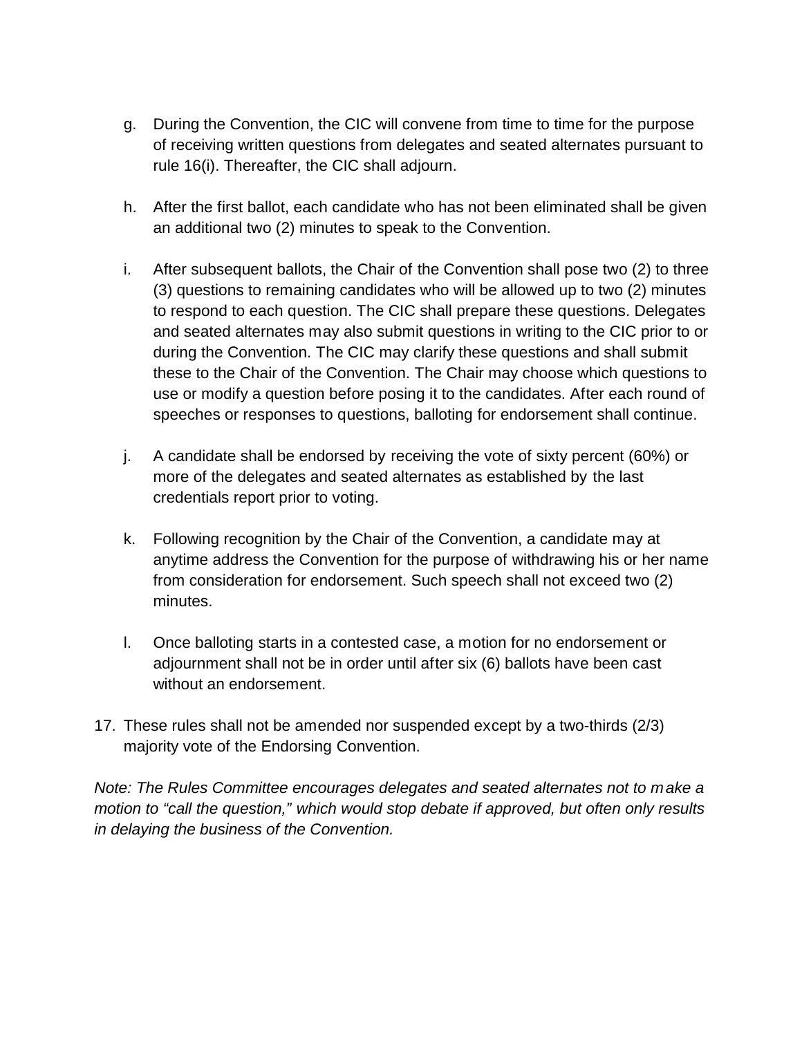g. During the Convention, the CIC will convene from time to time for the purpose of receiving written questions from delegates and seated alternates pursuant to rule 16(i). Thereafter, the CIC shall adjourn.

h. After the first ballot, each candidate who has not been eliminated shall be given an additional two (2) minutes to speak to the Convention.

i. After subsequent ballots, the Chair of the Convention shall pose two (2) to three (3) questions to remaining candidates who will be allowed up to two (2) minutes to respond to each question. The CIC shall prepare these questions. Delegates and seated alternates may also submit questions in writing to the CIC prior to or during the Convention. The CIC may clarify these questions and shall submit these to the Chair of the Convention. The Chair may choose which questions to use or modify a question before posing it to the candidates. After each round of speeches or responses to questions, balloting for endorsement shall continue.

j. A candidate shall be endorsed by receiving the vote of sixty percent (60%) or more of the delegates and seated alternates as established by the last credentials report prior to voting.

k. Following recognition by the Chair of the Convention, a candidate may at anytime address the Convention for the purpose of withdrawing his or her name from consideration for endorsement. Such speech shall not exceed two (2) minutes.

l. Once balloting starts in a contested case, a motion for no endorsement or adjournment shall not be in order until after six (6) ballots have been cast without an endorsement.

17. These rules shall not be amended nor suspended except by a two-thirds (2/3) majority vote of the Endorsing Convention.

*Note: The Rules Committee encourages delegates and seated alternates not to make a motion to "call the question," which would stop debate if approved, but often only results in delaying the business of the Convention.*